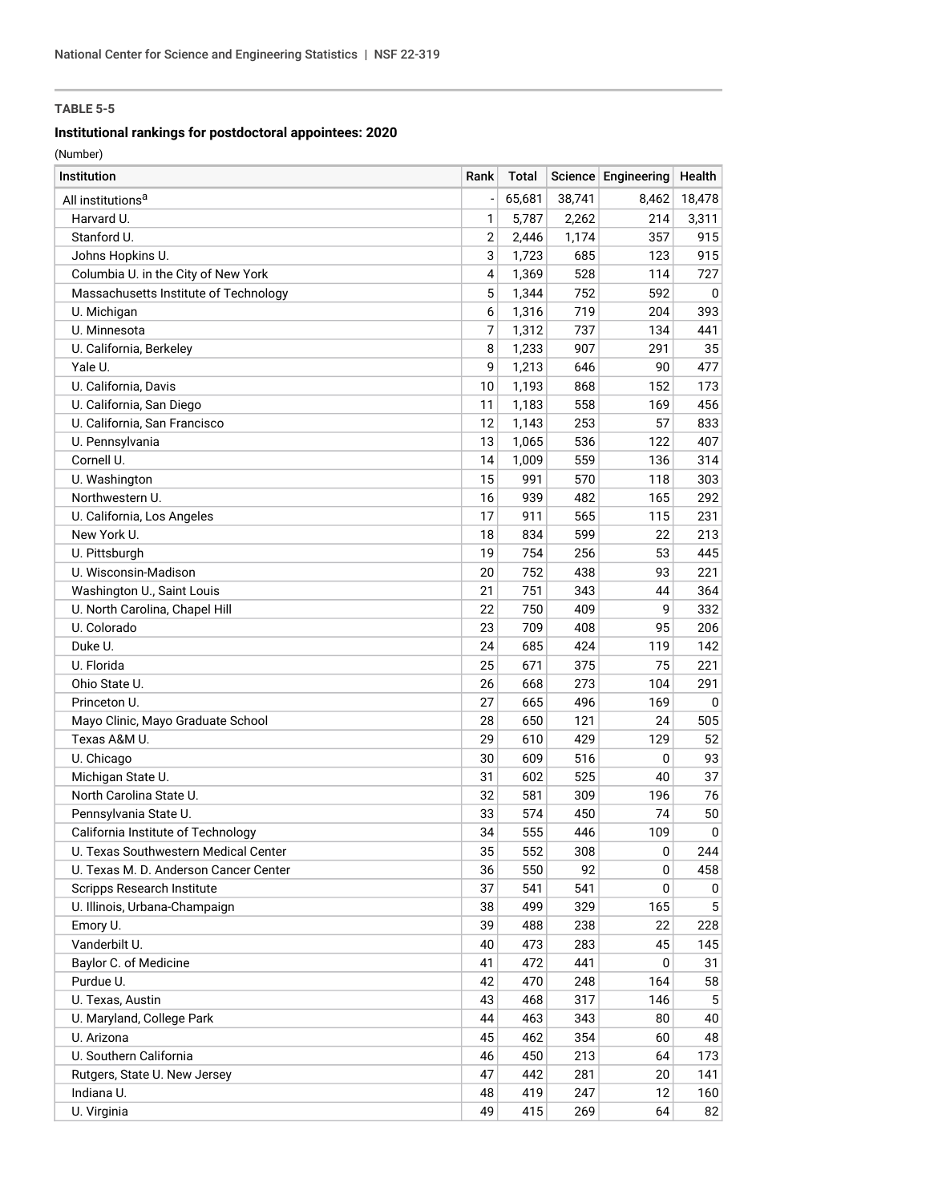**TABLE 5-5**

**Institutional rankings for postdoctoral appointees: 2020**

(Number)

| Institution | Rank | Total | Science | Engineering | Health |
|---|---|---|---|---|---|
| All institutions[a] | - | 65,681 | 38,741 | 8,462 | 18,478 |
| Harvard U. | 1 | 5,787 | 2,262 | 214 | 3,311 |
| Stanford U. | 2 | 2,446 | 1,174 | 357 | 915 |
| Johns Hopkins U. | 3 | 1,723 | 685 | 123 | 915 |
| Columbia U. in the City of New York | 4 | 1,369 | 528 | 114 | 727 |
| Massachusetts Institute of Technology | 5 | 1,344 | 752 | 592 | 0 |
| U. Michigan | 6 | 1,316 | 719 | 204 | 393 |
| U. Minnesota | 7 | 1,312 | 737 | 134 | 441 |
| U. California, Berkeley | 8 | 1,233 | 907 | 291 | 35 |
| Yale U. | 9 | 1,213 | 646 | 90 | 477 |
| U. California, Davis | 10 | 1,193 | 868 | 152 | 173 |
| U. California, San Diego | 11 | 1,183 | 558 | 169 | 456 |
| U. California, San Francisco | 12 | 1,143 | 253 | 57 | 833 |
| U. Pennsylvania | 13 | 1,065 | 536 | 122 | 407 |
| Cornell U. | 14 | 1,009 | 559 | 136 | 314 |
| U. Washington | 15 | 991 | 570 | 118 | 303 |
| Northwestern U. | 16 | 939 | 482 | 165 | 292 |
| U. California, Los Angeles | 17 | 911 | 565 | 115 | 231 |
| New York U. | 18 | 834 | 599 | 22 | 213 |
| U. Pittsburgh | 19 | 754 | 256 | 53 | 445 |
| U. Wisconsin-Madison | 20 | 752 | 438 | 93 | 221 |
| Washington U., Saint Louis | 21 | 751 | 343 | 44 | 364 |
| U. North Carolina, Chapel Hill | 22 | 750 | 409 | 9 | 332 |
| U. Colorado | 23 | 709 | 408 | 95 | 206 |
| Duke U. | 24 | 685 | 424 | 119 | 142 |
| U. Florida | 25 | 671 | 375 | 75 | 221 |
| Ohio State U. | 26 | 668 | 273 | 104 | 291 |
| Princeton U. | 27 | 665 | 496 | 169 | 0 |
| Mayo Clinic, Mayo Graduate School | 28 | 650 | 121 | 24 | 505 |
| Texas A&M U. | 29 | 610 | 429 | 129 | 52 |
| U. Chicago | 30 | 609 | 516 | 0 | 93 |
| Michigan State U. | 31 | 602 | 525 | 40 | 37 |
| North Carolina State U. | 32 | 581 | 309 | 196 | 76 |
| Pennsylvania State U. | 33 | 574 | 450 | 74 | 50 |
| California Institute of Technology | 34 | 555 | 446 | 109 | 0 |
| U. Texas Southwestern Medical Center | 35 | 552 | 308 | 0 | 244 |
| U. Texas M. D. Anderson Cancer Center | 36 | 550 | 92 | 0 | 458 |
| Scripps Research Institute | 37 | 541 | 541 | 0 | 0 |
| U. Illinois, Urbana-Champaign | 38 | 499 | 329 | 165 | 5 |
| Emory U. | 39 | 488 | 238 | 22 | 228 |
| Vanderbilt U. | 40 | 473 | 283 | 45 | 145 |
| Baylor C. of Medicine | 41 | 472 | 441 | 0 | 31 |
| Purdue U. | 42 | 470 | 248 | 164 | 58 |
| U. Texas, Austin | 43 | 468 | 317 | 146 | 5 |
| U. Maryland, College Park | 44 | 463 | 343 | 80 | 40 |
| U. Arizona | 45 | 462 | 354 | 60 | 48 |
| U. Southern California | 46 | 450 | 213 | 64 | 173 |
| Rutgers, State U. New Jersey | 47 | 442 | 281 | 20 | 141 |
| Indiana U. | 48 | 419 | 247 | 12 | 160 |
| U. Virginia | 49 | 415 | 269 | 64 | 82 |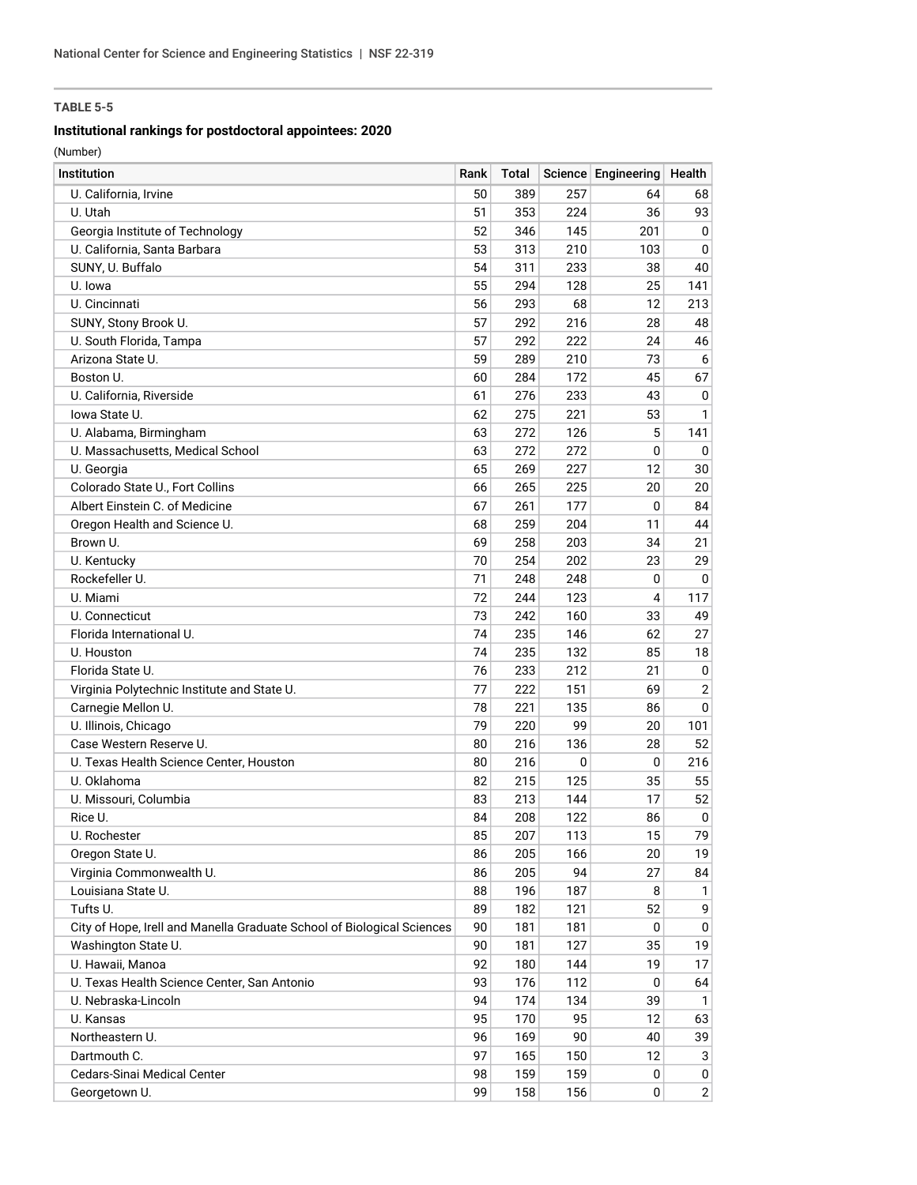**TABLE 5-5**

**Institutional rankings for postdoctoral appointees: 2020**

(Number)

| Institution | Rank | Total | Science | Engineering | Health |
|---|---|---|---|---|---|
| U. California, Irvine | 50 | 389 | 257 | 64 | 68 |
| U. Utah | 51 | 353 | 224 | 36 | 93 |
| Georgia Institute of Technology | 52 | 346 | 145 | 201 | 0 |
| U. California, Santa Barbara | 53 | 313 | 210 | 103 | 0 |
| SUNY, U. Buffalo | 54 | 311 | 233 | 38 | 40 |
| U. Iowa | 55 | 294 | 128 | 25 | 141 |
| U. Cincinnati | 56 | 293 | 68 | 12 | 213 |
| SUNY, Stony Brook U. | 57 | 292 | 216 | 28 | 48 |
| U. South Florida, Tampa | 57 | 292 | 222 | 24 | 46 |
| Arizona State U. | 59 | 289 | 210 | 73 | 6 |
| Boston U. | 60 | 284 | 172 | 45 | 67 |
| U. California, Riverside | 61 | 276 | 233 | 43 | 0 |
| Iowa State U. | 62 | 275 | 221 | 53 | 1 |
| U. Alabama, Birmingham | 63 | 272 | 126 | 5 | 141 |
| U. Massachusetts, Medical School | 63 | 272 | 272 | 0 | 0 |
| U. Georgia | 65 | 269 | 227 | 12 | 30 |
| Colorado State U., Fort Collins | 66 | 265 | 225 | 20 | 20 |
| Albert Einstein C. of Medicine | 67 | 261 | 177 | 0 | 84 |
| Oregon Health and Science U. | 68 | 259 | 204 | 11 | 44 |
| Brown U. | 69 | 258 | 203 | 34 | 21 |
| U. Kentucky | 70 | 254 | 202 | 23 | 29 |
| Rockefeller U. | 71 | 248 | 248 | 0 | 0 |
| U. Miami | 72 | 244 | 123 | 4 | 117 |
| U. Connecticut | 73 | 242 | 160 | 33 | 49 |
| Florida International U. | 74 | 235 | 146 | 62 | 27 |
| U. Houston | 74 | 235 | 132 | 85 | 18 |
| Florida State U. | 76 | 233 | 212 | 21 | 0 |
| Virginia Polytechnic Institute and State U. | 77 | 222 | 151 | 69 | 2 |
| Carnegie Mellon U. | 78 | 221 | 135 | 86 | 0 |
| U. Illinois, Chicago | 79 | 220 | 99 | 20 | 101 |
| Case Western Reserve U. | 80 | 216 | 136 | 28 | 52 |
| U. Texas Health Science Center, Houston | 80 | 216 | 0 | 0 | 216 |
| U. Oklahoma | 82 | 215 | 125 | 35 | 55 |
| U. Missouri, Columbia | 83 | 213 | 144 | 17 | 52 |
| Rice U. | 84 | 208 | 122 | 86 | 0 |
| U. Rochester | 85 | 207 | 113 | 15 | 79 |
| Oregon State U. | 86 | 205 | 166 | 20 | 19 |
| Virginia Commonwealth U. | 86 | 205 | 94 | 27 | 84 |
| Louisiana State U. | 88 | 196 | 187 | 8 | 1 |
| Tufts U. | 89 | 182 | 121 | 52 | 9 |
| City of Hope, Irell and Manella Graduate School of Biological Sciences | 90 | 181 | 181 | 0 | 0 |
| Washington State U. | 90 | 181 | 127 | 35 | 19 |
| U. Hawaii, Manoa | 92 | 180 | 144 | 19 | 17 |
| U. Texas Health Science Center, San Antonio | 93 | 176 | 112 | 0 | 64 |
| U. Nebraska-Lincoln | 94 | 174 | 134 | 39 | 1 |
| U. Kansas | 95 | 170 | 95 | 12 | 63 |
| Northeastern U. | 96 | 169 | 90 | 40 | 39 |
| Dartmouth C. | 97 | 165 | 150 | 12 | 3 |
| Cedars-Sinai Medical Center | 98 | 159 | 159 | 0 | 0 |
| Georgetown U. | 99 | 158 | 156 | 0 | 2 |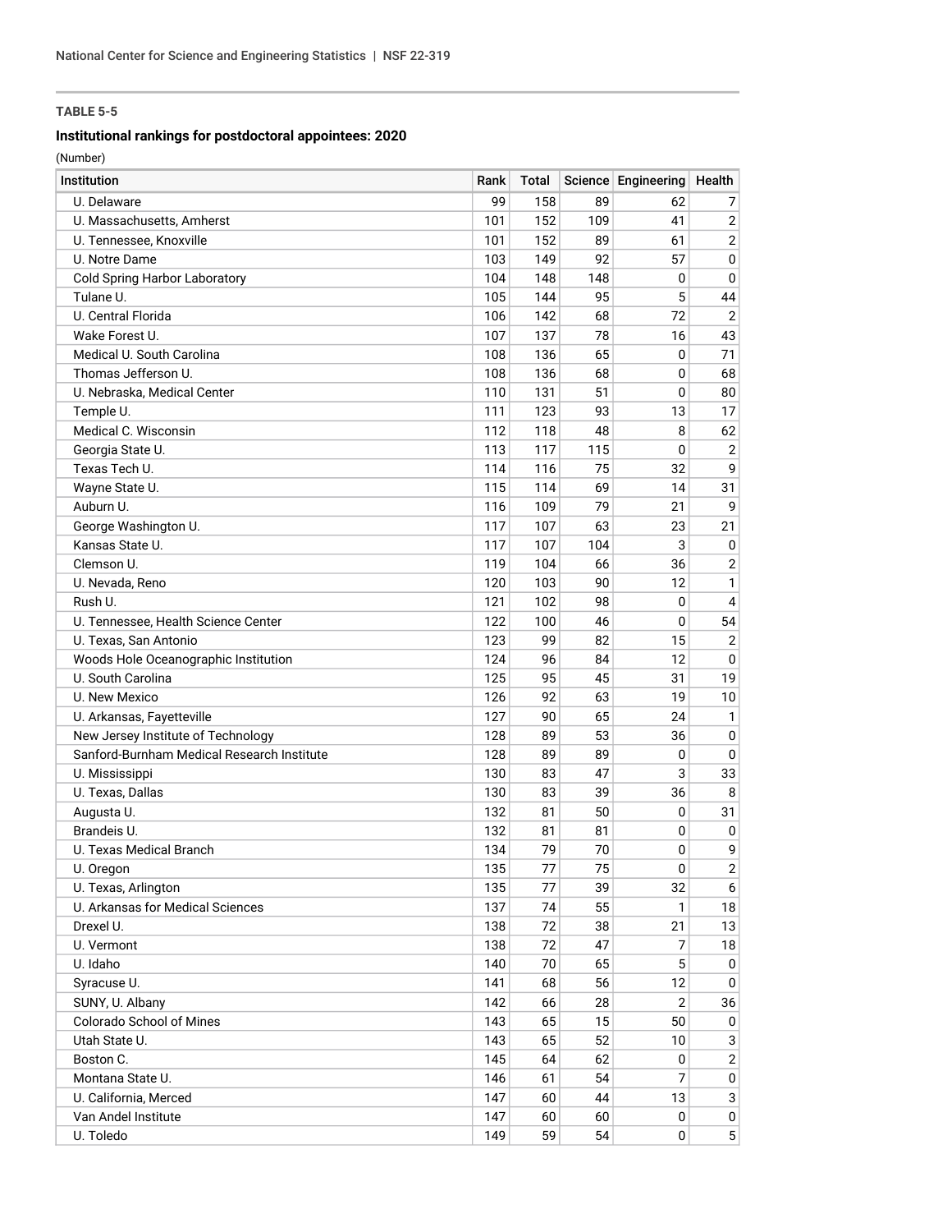TABLE 5-5

**Institutional rankings for postdoctoral appointees: 2020**

(Number)

| Institution | Rank | Total | Science | Engineering | Health |
|---|---|---|---|---|---|
| U. Delaware | 99 | 158 | 89 | 62 | 7 |
| U. Massachusetts, Amherst | 101 | 152 | 109 | 41 | 2 |
| U. Tennessee, Knoxville | 101 | 152 | 89 | 61 | 2 |
| U. Notre Dame | 103 | 149 | 92 | 57 | 0 |
| Cold Spring Harbor Laboratory | 104 | 148 | 148 | 0 | 0 |
| Tulane U. | 105 | 144 | 95 | 5 | 44 |
| U. Central Florida | 106 | 142 | 68 | 72 | 2 |
| Wake Forest U. | 107 | 137 | 78 | 16 | 43 |
| Medical U. South Carolina | 108 | 136 | 65 | 0 | 71 |
| Thomas Jefferson U. | 108 | 136 | 68 | 0 | 68 |
| U. Nebraska, Medical Center | 110 | 131 | 51 | 0 | 80 |
| Temple U. | 111 | 123 | 93 | 13 | 17 |
| Medical C. Wisconsin | 112 | 118 | 48 | 8 | 62 |
| Georgia State U. | 113 | 117 | 115 | 0 | 2 |
| Texas Tech U. | 114 | 116 | 75 | 32 | 9 |
| Wayne State U. | 115 | 114 | 69 | 14 | 31 |
| Auburn U. | 116 | 109 | 79 | 21 | 9 |
| George Washington U. | 117 | 107 | 63 | 23 | 21 |
| Kansas State U. | 117 | 107 | 104 | 3 | 0 |
| Clemson U. | 119 | 104 | 66 | 36 | 2 |
| U. Nevada, Reno | 120 | 103 | 90 | 12 | 1 |
| Rush U. | 121 | 102 | 98 | 0 | 4 |
| U. Tennessee, Health Science Center | 122 | 100 | 46 | 0 | 54 |
| U. Texas, San Antonio | 123 | 99 | 82 | 15 | 2 |
| Woods Hole Oceanographic Institution | 124 | 96 | 84 | 12 | 0 |
| U. South Carolina | 125 | 95 | 45 | 31 | 19 |
| U. New Mexico | 126 | 92 | 63 | 19 | 10 |
| U. Arkansas, Fayetteville | 127 | 90 | 65 | 24 | 1 |
| New Jersey Institute of Technology | 128 | 89 | 53 | 36 | 0 |
| Sanford-Burnham Medical Research Institute | 128 | 89 | 89 | 0 | 0 |
| U. Mississippi | 130 | 83 | 47 | 3 | 33 |
| U. Texas, Dallas | 130 | 83 | 39 | 36 | 8 |
| Augusta U. | 132 | 81 | 50 | 0 | 31 |
| Brandeis U. | 132 | 81 | 81 | 0 | 0 |
| U. Texas Medical Branch | 134 | 79 | 70 | 0 | 9 |
| U. Oregon | 135 | 77 | 75 | 0 | 2 |
| U. Texas, Arlington | 135 | 77 | 39 | 32 | 6 |
| U. Arkansas for Medical Sciences | 137 | 74 | 55 | 1 | 18 |
| Drexel U. | 138 | 72 | 38 | 21 | 13 |
| U. Vermont | 138 | 72 | 47 | 7 | 18 |
| U. Idaho | 140 | 70 | 65 | 5 | 0 |
| Syracuse U. | 141 | 68 | 56 | 12 | 0 |
| SUNY, U. Albany | 142 | 66 | 28 | 2 | 36 |
| Colorado School of Mines | 143 | 65 | 15 | 50 | 0 |
| Utah State U. | 143 | 65 | 52 | 10 | 3 |
| Boston C. | 145 | 64 | 62 | 0 | 2 |
| Montana State U. | 146 | 61 | 54 | 7 | 0 |
| U. California, Merced | 147 | 60 | 44 | 13 | 3 |
| Van Andel Institute | 147 | 60 | 60 | 0 | 0 |
| U. Toledo | 149 | 59 | 54 | 0 | 5 |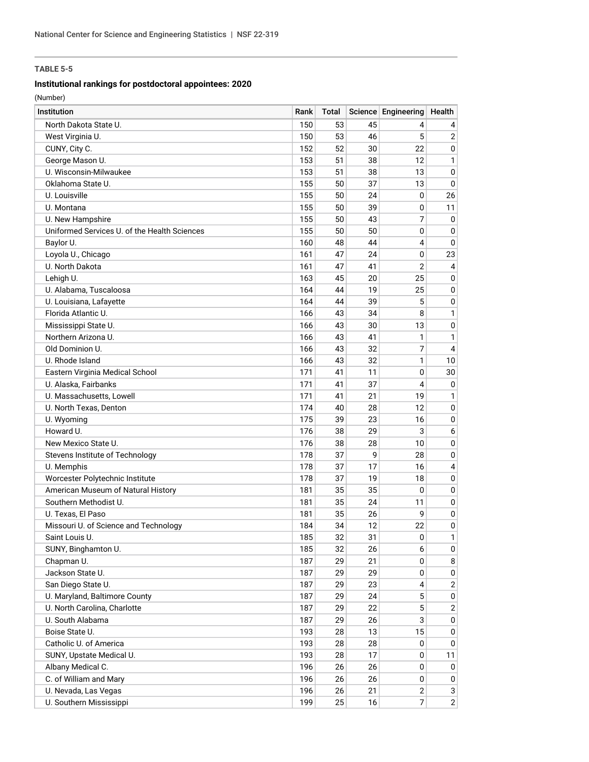**TABLE 5-5**

**Institutional rankings for postdoctoral appointees: 2020**

(Number)

| Institution | Rank | Total | Science | Engineering | Health |
|---|---|---|---|---|---|
| North Dakota State U. | 150 | 53 | 45 | 4 | 4 |
| West Virginia U. | 150 | 53 | 46 | 5 | 2 |
| CUNY, City C. | 152 | 52 | 30 | 22 | 0 |
| George Mason U. | 153 | 51 | 38 | 12 | 1 |
| U. Wisconsin-Milwaukee | 153 | 51 | 38 | 13 | 0 |
| Oklahoma State U. | 155 | 50 | 37 | 13 | 0 |
| U. Louisville | 155 | 50 | 24 | 0 | 26 |
| U. Montana | 155 | 50 | 39 | 0 | 11 |
| U. New Hampshire | 155 | 50 | 43 | 7 | 0 |
| Uniformed Services U. of the Health Sciences | 155 | 50 | 50 | 0 | 0 |
| Baylor U. | 160 | 48 | 44 | 4 | 0 |
| Loyola U., Chicago | 161 | 47 | 24 | 0 | 23 |
| U. North Dakota | 161 | 47 | 41 | 2 | 4 |
| Lehigh U. | 163 | 45 | 20 | 25 | 0 |
| U. Alabama, Tuscaloosa | 164 | 44 | 19 | 25 | 0 |
| U. Louisiana, Lafayette | 164 | 44 | 39 | 5 | 0 |
| Florida Atlantic U. | 166 | 43 | 34 | 8 | 1 |
| Mississippi State U. | 166 | 43 | 30 | 13 | 0 |
| Northern Arizona U. | 166 | 43 | 41 | 1 | 1 |
| Old Dominion U. | 166 | 43 | 32 | 7 | 4 |
| U. Rhode Island | 166 | 43 | 32 | 1 | 10 |
| Eastern Virginia Medical School | 171 | 41 | 11 | 0 | 30 |
| U. Alaska, Fairbanks | 171 | 41 | 37 | 4 | 0 |
| U. Massachusetts, Lowell | 171 | 41 | 21 | 19 | 1 |
| U. North Texas, Denton | 174 | 40 | 28 | 12 | 0 |
| U. Wyoming | 175 | 39 | 23 | 16 | 0 |
| Howard U. | 176 | 38 | 29 | 3 | 6 |
| New Mexico State U. | 176 | 38 | 28 | 10 | 0 |
| Stevens Institute of Technology | 178 | 37 | 9 | 28 | 0 |
| U. Memphis | 178 | 37 | 17 | 16 | 4 |
| Worcester Polytechnic Institute | 178 | 37 | 19 | 18 | 0 |
| American Museum of Natural History | 181 | 35 | 35 | 0 | 0 |
| Southern Methodist U. | 181 | 35 | 24 | 11 | 0 |
| U. Texas, El Paso | 181 | 35 | 26 | 9 | 0 |
| Missouri U. of Science and Technology | 184 | 34 | 12 | 22 | 0 |
| Saint Louis U. | 185 | 32 | 31 | 0 | 1 |
| SUNY, Binghamton U. | 185 | 32 | 26 | 6 | 0 |
| Chapman U. | 187 | 29 | 21 | 0 | 8 |
| Jackson State U. | 187 | 29 | 29 | 0 | 0 |
| San Diego State U. | 187 | 29 | 23 | 4 | 2 |
| U. Maryland, Baltimore County | 187 | 29 | 24 | 5 | 0 |
| U. North Carolina, Charlotte | 187 | 29 | 22 | 5 | 2 |
| U. South Alabama | 187 | 29 | 26 | 3 | 0 |
| Boise State U. | 193 | 28 | 13 | 15 | 0 |
| Catholic U. of America | 193 | 28 | 28 | 0 | 0 |
| SUNY, Upstate Medical U. | 193 | 28 | 17 | 0 | 11 |
| Albany Medical C. | 196 | 26 | 26 | 0 | 0 |
| C. of William and Mary | 196 | 26 | 26 | 0 | 0 |
| U. Nevada, Las Vegas | 196 | 26 | 21 | 2 | 3 |
| U. Southern Mississippi | 199 | 25 | 16 | 7 | 2 |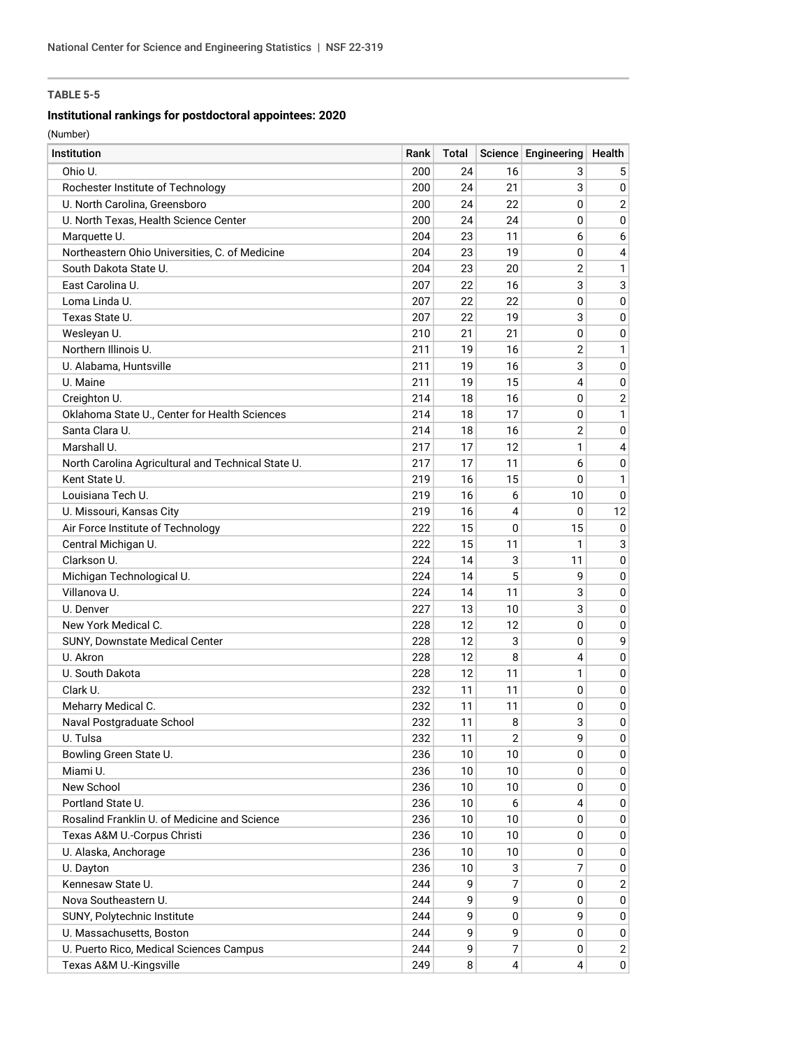**TABLE 5-5**

**Institutional rankings for postdoctoral appointees: 2020**

(Number)

| Institution | Rank | Total | Science | Engineering | Health |
|---|---|---|---|---|---|
| Ohio U. | 200 | 24 | 16 | 3 | 5 |
| Rochester Institute of Technology | 200 | 24 | 21 | 3 | 0 |
| U. North Carolina, Greensboro | 200 | 24 | 22 | 0 | 2 |
| U. North Texas, Health Science Center | 200 | 24 | 24 | 0 | 0 |
| Marquette U. | 204 | 23 | 11 | 6 | 6 |
| Northeastern Ohio Universities, C. of Medicine | 204 | 23 | 19 | 0 | 4 |
| South Dakota State U. | 204 | 23 | 20 | 2 | 1 |
| East Carolina U. | 207 | 22 | 16 | 3 | 3 |
| Loma Linda U. | 207 | 22 | 22 | 0 | 0 |
| Texas State U. | 207 | 22 | 19 | 3 | 0 |
| Wesleyan U. | 210 | 21 | 21 | 0 | 0 |
| Northern Illinois U. | 211 | 19 | 16 | 2 | 1 |
| U. Alabama, Huntsville | 211 | 19 | 16 | 3 | 0 |
| U. Maine | 211 | 19 | 15 | 4 | 0 |
| Creighton U. | 214 | 18 | 16 | 0 | 2 |
| Oklahoma State U., Center for Health Sciences | 214 | 18 | 17 | 0 | 1 |
| Santa Clara U. | 214 | 18 | 16 | 2 | 0 |
| Marshall U. | 217 | 17 | 12 | 1 | 4 |
| North Carolina Agricultural and Technical State U. | 217 | 17 | 11 | 6 | 0 |
| Kent State U. | 219 | 16 | 15 | 0 | 1 |
| Louisiana Tech U. | 219 | 16 | 6 | 10 | 0 |
| U. Missouri, Kansas City | 219 | 16 | 4 | 0 | 12 |
| Air Force Institute of Technology | 222 | 15 | 0 | 15 | 0 |
| Central Michigan U. | 222 | 15 | 11 | 1 | 3 |
| Clarkson U. | 224 | 14 | 3 | 11 | 0 |
| Michigan Technological U. | 224 | 14 | 5 | 9 | 0 |
| Villanova U. | 224 | 14 | 11 | 3 | 0 |
| U. Denver | 227 | 13 | 10 | 3 | 0 |
| New York Medical C. | 228 | 12 | 12 | 0 | 0 |
| SUNY, Downstate Medical Center | 228 | 12 | 3 | 0 | 9 |
| U. Akron | 228 | 12 | 8 | 4 | 0 |
| U. South Dakota | 228 | 12 | 11 | 1 | 0 |
| Clark U. | 232 | 11 | 11 | 0 | 0 |
| Meharry Medical C. | 232 | 11 | 11 | 0 | 0 |
| Naval Postgraduate School | 232 | 11 | 8 | 3 | 0 |
| U. Tulsa | 232 | 11 | 2 | 9 | 0 |
| Bowling Green State U. | 236 | 10 | 10 | 0 | 0 |
| Miami U. | 236 | 10 | 10 | 0 | 0 |
| New School | 236 | 10 | 10 | 0 | 0 |
| Portland State U. | 236 | 10 | 6 | 4 | 0 |
| Rosalind Franklin U. of Medicine and Science | 236 | 10 | 10 | 0 | 0 |
| Texas A&M U.-Corpus Christi | 236 | 10 | 10 | 0 | 0 |
| U. Alaska, Anchorage | 236 | 10 | 10 | 0 | 0 |
| U. Dayton | 236 | 10 | 3 | 7 | 0 |
| Kennesaw State U. | 244 | 9 | 7 | 0 | 2 |
| Nova Southeastern U. | 244 | 9 | 9 | 0 | 0 |
| SUNY, Polytechnic Institute | 244 | 9 | 0 | 9 | 0 |
| U. Massachusetts, Boston | 244 | 9 | 9 | 0 | 0 |
| U. Puerto Rico, Medical Sciences Campus | 244 | 9 | 7 | 0 | 2 |
| Texas A&M U.-Kingsville | 249 | 8 | 4 | 4 | 0 |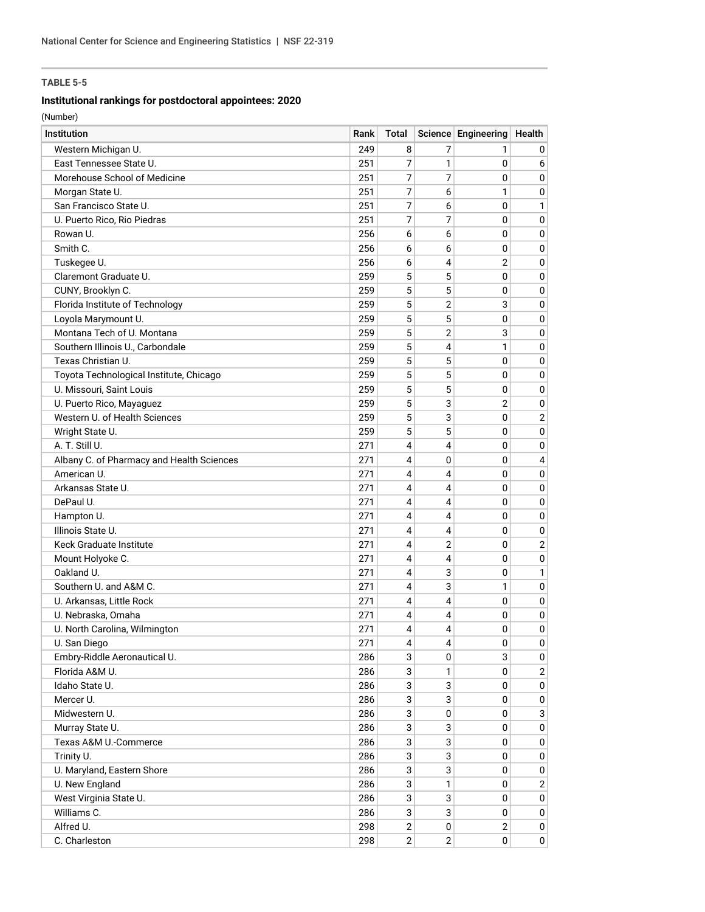**TABLE 5-5**

**Institutional rankings for postdoctoral appointees: 2020**

(Number)

| Institution | Rank | Total | Science | Engineering | Health |
|---|---|---|---|---|---|
| Western Michigan U. | 249 | 8 | 7 | 1 | 0 |
| East Tennessee State U. | 251 | 7 | 1 | 0 | 6 |
| Morehouse School of Medicine | 251 | 7 | 7 | 0 | 0 |
| Morgan State U. | 251 | 7 | 6 | 1 | 0 |
| San Francisco State U. | 251 | 7 | 6 | 0 | 1 |
| U. Puerto Rico, Rio Piedras | 251 | 7 | 7 | 0 | 0 |
| Rowan U. | 256 | 6 | 6 | 0 | 0 |
| Smith C. | 256 | 6 | 6 | 0 | 0 |
| Tuskegee U. | 256 | 6 | 4 | 2 | 0 |
| Claremont Graduate U. | 259 | 5 | 5 | 0 | 0 |
| CUNY, Brooklyn C. | 259 | 5 | 5 | 0 | 0 |
| Florida Institute of Technology | 259 | 5 | 2 | 3 | 0 |
| Loyola Marymount U. | 259 | 5 | 5 | 0 | 0 |
| Montana Tech of U. Montana | 259 | 5 | 2 | 3 | 0 |
| Southern Illinois U., Carbondale | 259 | 5 | 4 | 1 | 0 |
| Texas Christian U. | 259 | 5 | 5 | 0 | 0 |
| Toyota Technological Institute, Chicago | 259 | 5 | 5 | 0 | 0 |
| U. Missouri, Saint Louis | 259 | 5 | 5 | 0 | 0 |
| U. Puerto Rico, Mayaguez | 259 | 5 | 3 | 2 | 0 |
| Western U. of Health Sciences | 259 | 5 | 3 | 0 | 2 |
| Wright State U. | 259 | 5 | 5 | 0 | 0 |
| A. T. Still U. | 271 | 4 | 4 | 0 | 0 |
| Albany C. of Pharmacy and Health Sciences | 271 | 4 | 0 | 0 | 4 |
| American U. | 271 | 4 | 4 | 0 | 0 |
| Arkansas State U. | 271 | 4 | 4 | 0 | 0 |
| DePaul U. | 271 | 4 | 4 | 0 | 0 |
| Hampton U. | 271 | 4 | 4 | 0 | 0 |
| Illinois State U. | 271 | 4 | 4 | 0 | 0 |
| Keck Graduate Institute | 271 | 4 | 2 | 0 | 2 |
| Mount Holyoke C. | 271 | 4 | 4 | 0 | 0 |
| Oakland U. | 271 | 4 | 3 | 0 | 1 |
| Southern U. and A&M C. | 271 | 4 | 3 | 1 | 0 |
| U. Arkansas, Little Rock | 271 | 4 | 4 | 0 | 0 |
| U. Nebraska, Omaha | 271 | 4 | 4 | 0 | 0 |
| U. North Carolina, Wilmington | 271 | 4 | 4 | 0 | 0 |
| U. San Diego | 271 | 4 | 4 | 0 | 0 |
| Embry-Riddle Aeronautical U. | 286 | 3 | 0 | 3 | 0 |
| Florida A&M U. | 286 | 3 | 1 | 0 | 2 |
| Idaho State U. | 286 | 3 | 3 | 0 | 0 |
| Mercer U. | 286 | 3 | 3 | 0 | 0 |
| Midwestern U. | 286 | 3 | 0 | 0 | 3 |
| Murray State U. | 286 | 3 | 3 | 0 | 0 |
| Texas A&M U.-Commerce | 286 | 3 | 3 | 0 | 0 |
| Trinity U. | 286 | 3 | 3 | 0 | 0 |
| U. Maryland, Eastern Shore | 286 | 3 | 3 | 0 | 0 |
| U. New England | 286 | 3 | 1 | 0 | 2 |
| West Virginia State U. | 286 | 3 | 3 | 0 | 0 |
| Williams C. | 286 | 3 | 3 | 0 | 0 |
| Alfred U. | 298 | 2 | 0 | 2 | 0 |
| C. Charleston | 298 | 2 | 2 | 0 | 0 |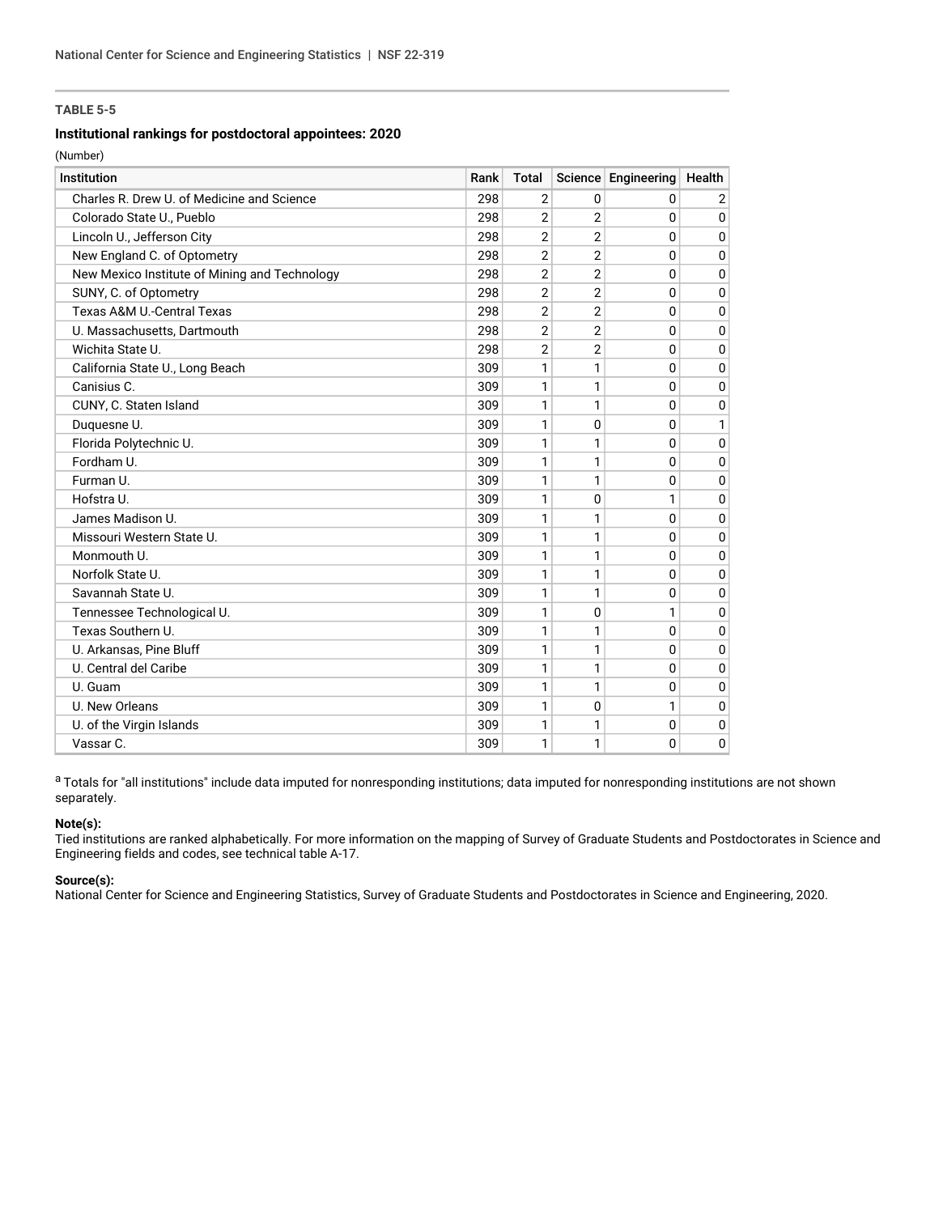**TABLE 5-5**

**Institutional rankings for postdoctoral appointees: 2020**

(Number)

| Institution | Rank | Total | Science | Engineering | Health |
|---|---|---|---|---|---|
| Charles R. Drew U. of Medicine and Science | 298 | 2 | 0 | 0 | 2 |
| Colorado State U., Pueblo | 298 | 2 | 2 | 0 | 0 |
| Lincoln U., Jefferson City | 298 | 2 | 2 | 0 | 0 |
| New England C. of Optometry | 298 | 2 | 2 | 0 | 0 |
| New Mexico Institute of Mining and Technology | 298 | 2 | 2 | 0 | 0 |
| SUNY, C. of Optometry | 298 | 2 | 2 | 0 | 0 |
| Texas A&M U.-Central Texas | 298 | 2 | 2 | 0 | 0 |
| U. Massachusetts, Dartmouth | 298 | 2 | 2 | 0 | 0 |
| Wichita State U. | 298 | 2 | 2 | 0 | 0 |
| California State U., Long Beach | 309 | 1 | 1 | 0 | 0 |
| Canisius C. | 309 | 1 | 1 | 0 | 0 |
| CUNY, C. Staten Island | 309 | 1 | 1 | 0 | 0 |
| Duquesne U. | 309 | 1 | 0 | 0 | 1 |
| Florida Polytechnic U. | 309 | 1 | 1 | 0 | 0 |
| Fordham U. | 309 | 1 | 1 | 0 | 0 |
| Furman U. | 309 | 1 | 1 | 0 | 0 |
| Hofstra U. | 309 | 1 | 0 | 1 | 0 |
| James Madison U. | 309 | 1 | 1 | 0 | 0 |
| Missouri Western State U. | 309 | 1 | 1 | 0 | 0 |
| Monmouth U. | 309 | 1 | 1 | 0 | 0 |
| Norfolk State U. | 309 | 1 | 1 | 0 | 0 |
| Savannah State U. | 309 | 1 | 1 | 0 | 0 |
| Tennessee Technological U. | 309 | 1 | 0 | 1 | 0 |
| Texas Southern U. | 309 | 1 | 1 | 0 | 0 |
| U. Arkansas, Pine Bluff | 309 | 1 | 1 | 0 | 0 |
| U. Central del Caribe | 309 | 1 | 1 | 0 | 0 |
| U. Guam | 309 | 1 | 1 | 0 | 0 |
| U. New Orleans | 309 | 1 | 0 | 1 | 0 |
| U. of the Virgin Islands | 309 | 1 | 1 | 0 | 0 |
| Vassar C. | 309 | 1 | 1 | 0 | 0 |

[a] Totals for "all institutions" include data imputed for nonresponding institutions; data imputed for nonresponding institutions are not shown separately.

**Note(s):**
Tied institutions are ranked alphabetically. For more information on the mapping of Survey of Graduate Students and Postdoctorates in Science and Engineering fields and codes, see technical table A-17.

**Source(s):**
National Center for Science and Engineering Statistics, Survey of Graduate Students and Postdoctorates in Science and Engineering, 2020.